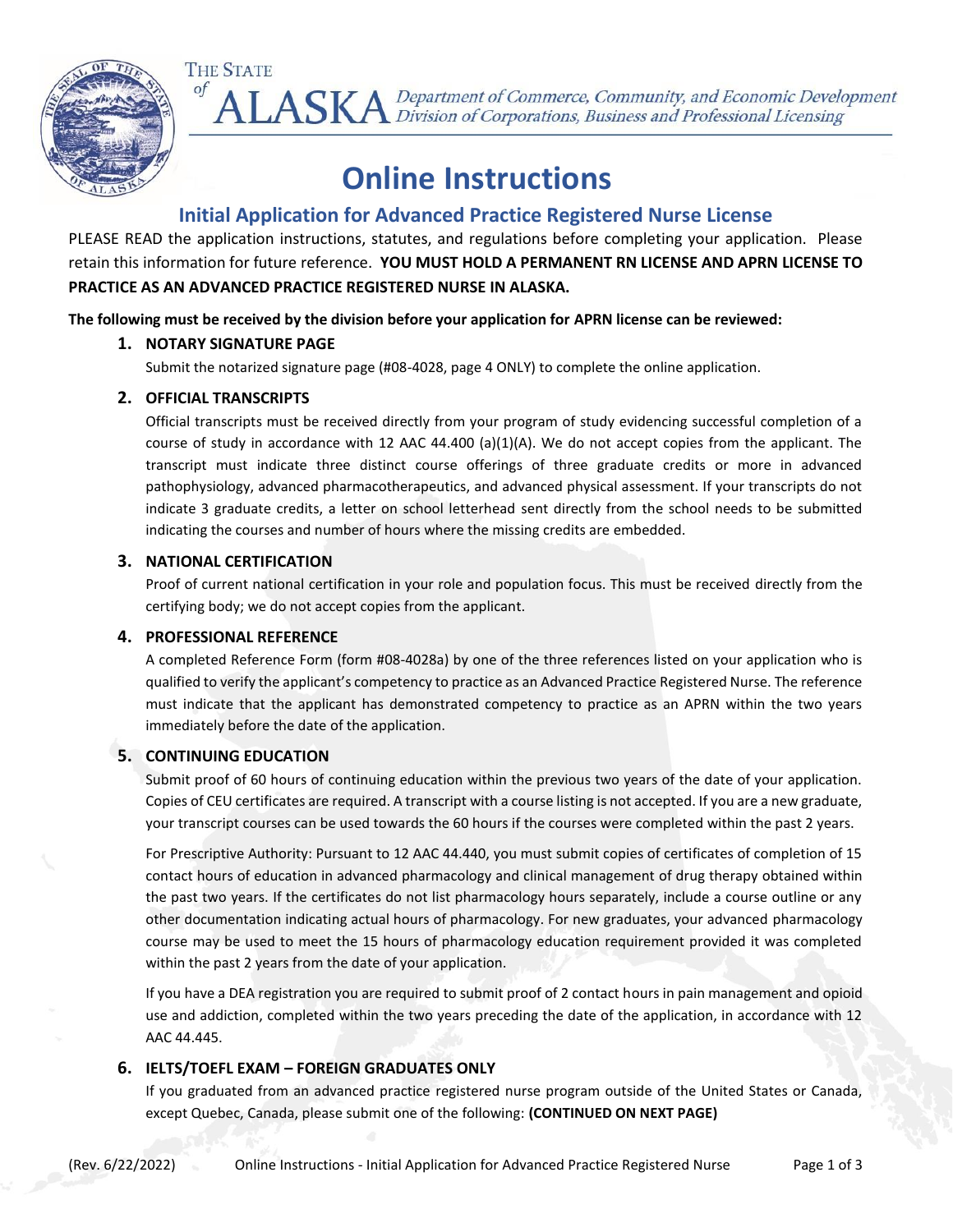THE STATE of **ALASKA** *Department of Commerce, Community, and Economic Development*
*Division of Corporations, Business and Professional Licensing*

# Online Instructions

## Initial Application for Advanced Practice Registered Nurse License

PLEASE READ the application instructions, statutes, and regulations before completing your application. Please retain this information for future reference. **YOU MUST HOLD A PERMANENT RN LICENSE AND APRN LICENSE TO PRACTICE AS AN ADVANCED PRACTICE REGISTERED NURSE IN ALASKA.**

**The following must be received by the division before your application for APRN license can be reviewed:**

1. **NOTARY SIGNATURE PAGE**

   Submit the notarized signature page (#08-4028, page 4 ONLY) to complete the online application.

2. **OFFICIAL TRANSCRIPTS**

   Official transcripts must be received directly from your program of study evidencing successful completion of a course of study in accordance with 12 AAC 44.400 (a)(1)(A). We do not accept copies from the applicant. The transcript must indicate three distinct course offerings of three graduate credits or more in advanced pathophysiology, advanced pharmacotherapeutics, and advanced physical assessment. If your transcripts do not indicate 3 graduate credits, a letter on school letterhead sent directly from the school needs to be submitted indicating the courses and number of hours where the missing credits are embedded.

3. **NATIONAL CERTIFICATION**

   Proof of current national certification in your role and population focus. This must be received directly from the certifying body; we do not accept copies from the applicant.

4. **PROFESSIONAL REFERENCE**

   A completed Reference Form (form #08-4028a) by one of the three references listed on your application who is qualified to verify the applicant's competency to practice as an Advanced Practice Registered Nurse. The reference must indicate that the applicant has demonstrated competency to practice as an APRN within the two years immediately before the date of the application.

5. **CONTINUING EDUCATION**

   Submit proof of 60 hours of continuing education within the previous two years of the date of your application. Copies of CEU certificates are required. A transcript with a course listing is not accepted. If you are a new graduate, your transcript courses can be used towards the 60 hours if the courses were completed within the past 2 years.

   For Prescriptive Authority: Pursuant to 12 AAC 44.440, you must submit copies of certificates of completion of 15 contact hours of education in advanced pharmacology and clinical management of drug therapy obtained within the past two years. If the certificates do not list pharmacology hours separately, include a course outline or any other documentation indicating actual hours of pharmacology. For new graduates, your advanced pharmacology course may be used to meet the 15 hours of pharmacology education requirement provided it was completed within the past 2 years from the date of your application.

   If you have a DEA registration you are required to submit proof of 2 contact hours in pain management and opioid use and addiction, completed within the two years preceding the date of the application, in accordance with 12 AAC 44.445.

6. **IELTS/TOEFL EXAM – FOREIGN GRADUATES ONLY**

   If you graduated from an advanced practice registered nurse program outside of the United States or Canada, except Quebec, Canada, please submit one of the following: **(CONTINUED ON NEXT PAGE)**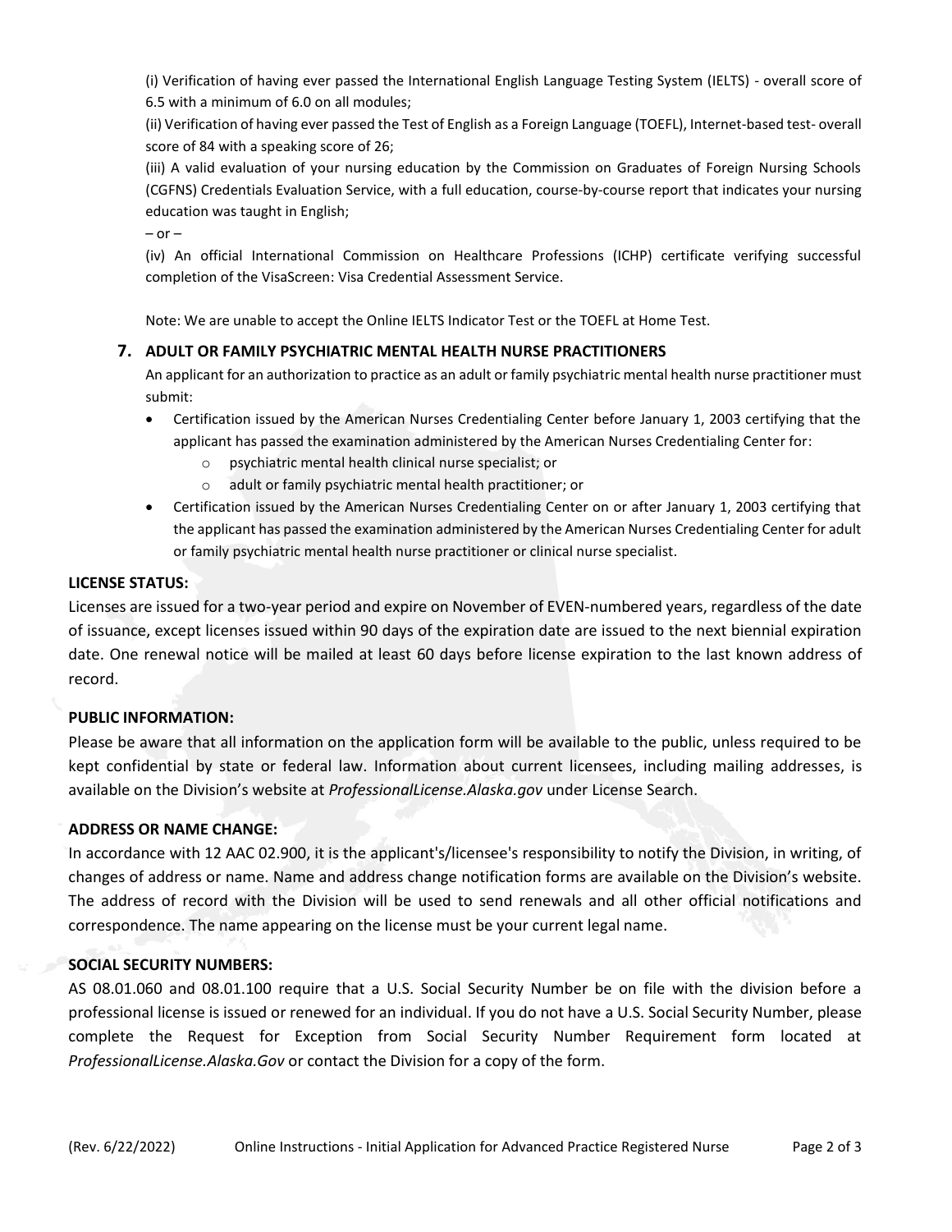(i) Verification of having ever passed the International English Language Testing System (IELTS) - overall score of 6.5 with a minimum of 6.0 on all modules;

(ii) Verification of having ever passed the Test of English as a Foreign Language (TOEFL), Internet-based test- overall score of 84 with a speaking score of 26;

(iii) A valid evaluation of your nursing education by the Commission on Graduates of Foreign Nursing Schools (CGFNS) Credentials Evaluation Service, with a full education, course-by-course report that indicates your nursing education was taught in English;

– or –

(iv) An official International Commission on Healthcare Professions (ICHP) certificate verifying successful completion of the VisaScreen: Visa Credential Assessment Service.

Note: We are unable to accept the Online IELTS Indicator Test or the TOEFL at Home Test.

### 7. ADULT OR FAMILY PSYCHIATRIC MENTAL HEALTH NURSE PRACTITIONERS

An applicant for an authorization to practice as an adult or family psychiatric mental health nurse practitioner must submit:

- Certification issued by the American Nurses Credentialing Center before January 1, 2003 certifying that the applicant has passed the examination administered by the American Nurses Credentialing Center for:
  - psychiatric mental health clinical nurse specialist; or
  - adult or family psychiatric mental health practitioner; or
- Certification issued by the American Nurses Credentialing Center on or after January 1, 2003 certifying that the applicant has passed the examination administered by the American Nurses Credentialing Center for adult or family psychiatric mental health nurse practitioner or clinical nurse specialist.

## LICENSE STATUS:

Licenses are issued for a two-year period and expire on November of EVEN-numbered years, regardless of the date of issuance, except licenses issued within 90 days of the expiration date are issued to the next biennial expiration date. One renewal notice will be mailed at least 60 days before license expiration to the last known address of record.

## PUBLIC INFORMATION:

Please be aware that all information on the application form will be available to the public, unless required to be kept confidential by state or federal law. Information about current licensees, including mailing addresses, is available on the Division's website at *ProfessionalLicense.Alaska.gov* under License Search.

## ADDRESS OR NAME CHANGE:

In accordance with 12 AAC 02.900, it is the applicant's/licensee's responsibility to notify the Division, in writing, of changes of address or name. Name and address change notification forms are available on the Division's website. The address of record with the Division will be used to send renewals and all other official notifications and correspondence. The name appearing on the license must be your current legal name.

## SOCIAL SECURITY NUMBERS:

AS 08.01.060 and 08.01.100 require that a U.S. Social Security Number be on file with the division before a professional license is issued or renewed for an individual. If you do not have a U.S. Social Security Number, please complete the Request for Exception from Social Security Number Requirement form located at *ProfessionalLicense.Alaska.Gov* or contact the Division for a copy of the form.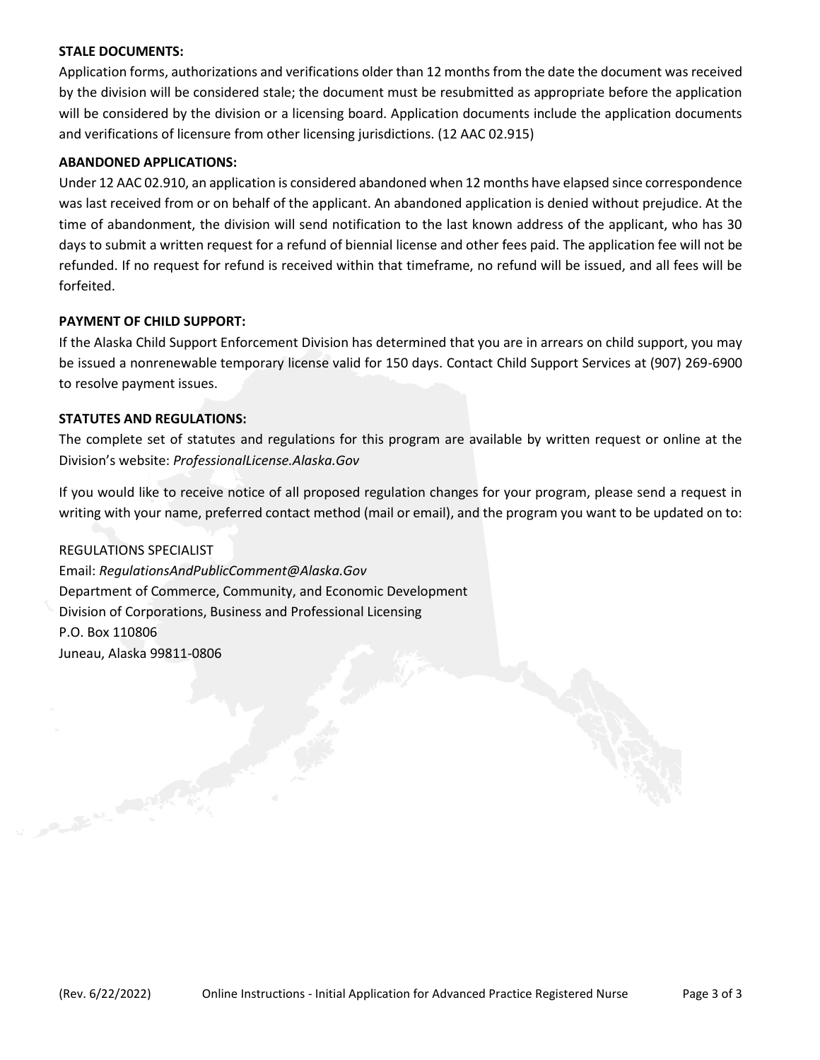**STALE DOCUMENTS:**

Application forms, authorizations and verifications older than 12 months from the date the document was received by the division will be considered stale; the document must be resubmitted as appropriate before the application will be considered by the division or a licensing board. Application documents include the application documents and verifications of licensure from other licensing jurisdictions. (12 AAC 02.915)

**ABANDONED APPLICATIONS:**

Under 12 AAC 02.910, an application is considered abandoned when 12 months have elapsed since correspondence was last received from or on behalf of the applicant. An abandoned application is denied without prejudice. At the time of abandonment, the division will send notification to the last known address of the applicant, who has 30 days to submit a written request for a refund of biennial license and other fees paid. The application fee will not be refunded. If no request for refund is received within that timeframe, no refund will be issued, and all fees will be forfeited.

**PAYMENT OF CHILD SUPPORT:**

If the Alaska Child Support Enforcement Division has determined that you are in arrears on child support, you may be issued a nonrenewable temporary license valid for 150 days. Contact Child Support Services at (907) 269-6900 to resolve payment issues.

**STATUTES AND REGULATIONS:**

The complete set of statutes and regulations for this program are available by written request or online at the Division's website: *ProfessionalLicense.Alaska.Gov*

If you would like to receive notice of all proposed regulation changes for your program, please send a request in writing with your name, preferred contact method (mail or email), and the program you want to be updated on to:

REGULATIONS SPECIALIST
Email: *RegulationsAndPublicComment@Alaska.Gov*
Department of Commerce, Community, and Economic Development
Division of Corporations, Business and Professional Licensing
P.O. Box 110806
Juneau, Alaska 99811-0806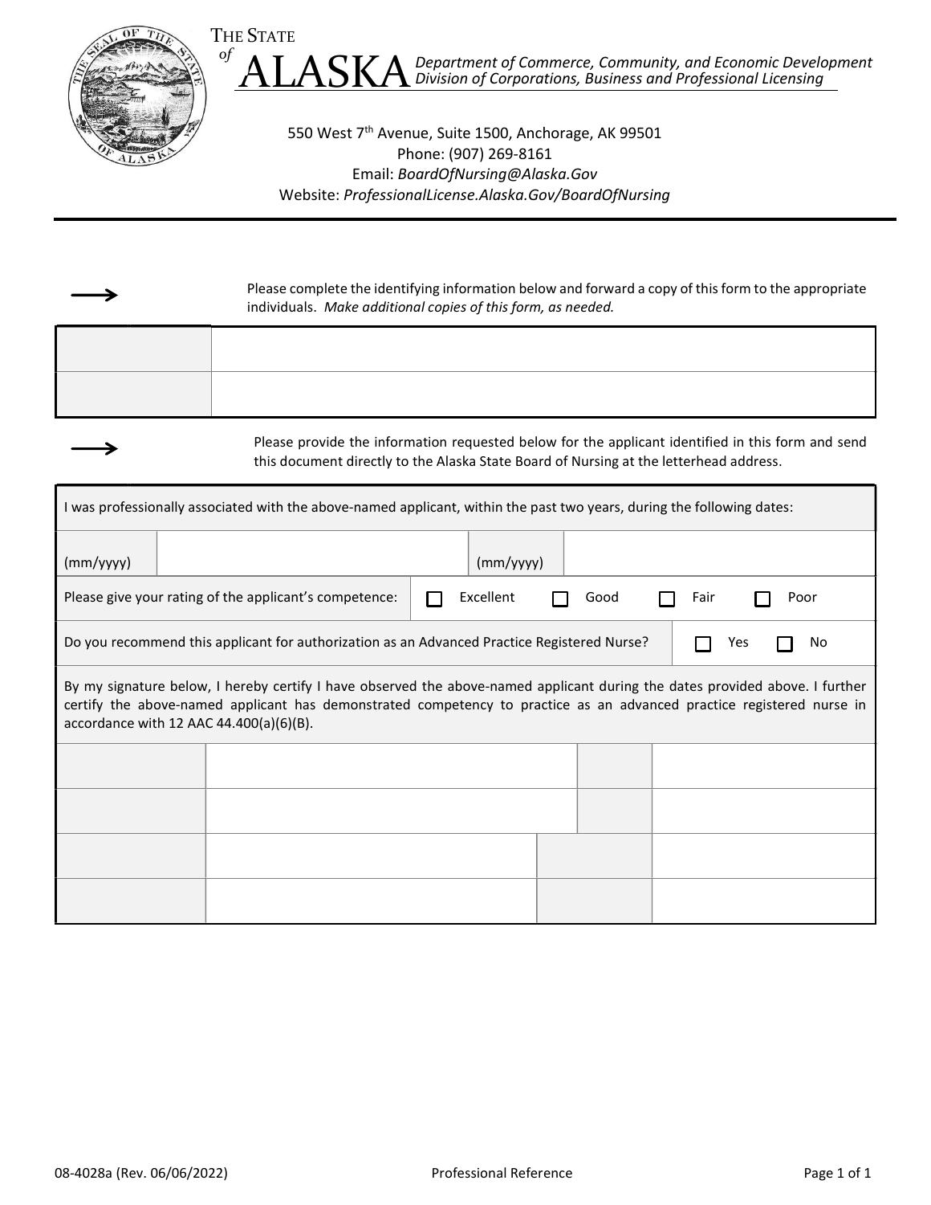THE STATE *of* ALASKA

*Department of Commerce, Community, and Economic Development*
*Division of Corporations, Business and Professional Licensing*

550 West 7th Avenue, Suite 1500, Anchorage, AK 99501
Phone: (907) 269-8161
Email: *BoardOfNursing@Alaska.Gov*
Website: *ProfessionalLicense.Alaska.Gov/BoardOfNursing*

→ Please complete the identifying information below and forward a copy of this form to the appropriate individuals. *Make additional copies of this form, as needed.*

| | |
|---|---|
| | |
| | |

→ Please provide the information requested below for the applicant identified in this form and send this document directly to the Alaska State Board of Nursing at the letterhead address.

I was professionally associated with the above-named applicant, within the past two years, during the following dates:

| | | | |
|---|---|---|---|
| (mm/yyyy) | | (mm/yyyy) | |

Please give your rating of the applicant's competence: ☐ Excellent ☐ Good ☐ Fair ☐ Poor

Do you recommend this applicant for authorization as an Advanced Practice Registered Nurse? ☐ Yes ☐ No

By my signature below, I hereby certify I have observed the above-named applicant during the dates provided above. I further certify the above-named applicant has demonstrated competency to practice as an advanced practice registered nurse in accordance with 12 AAC 44.400(a)(6)(B).

| | | | |
|---|---|---|---|
| | | | |
| | | | |
| | | | |
| | | | |

08-4028a (Rev. 06/06/2022) Professional Reference